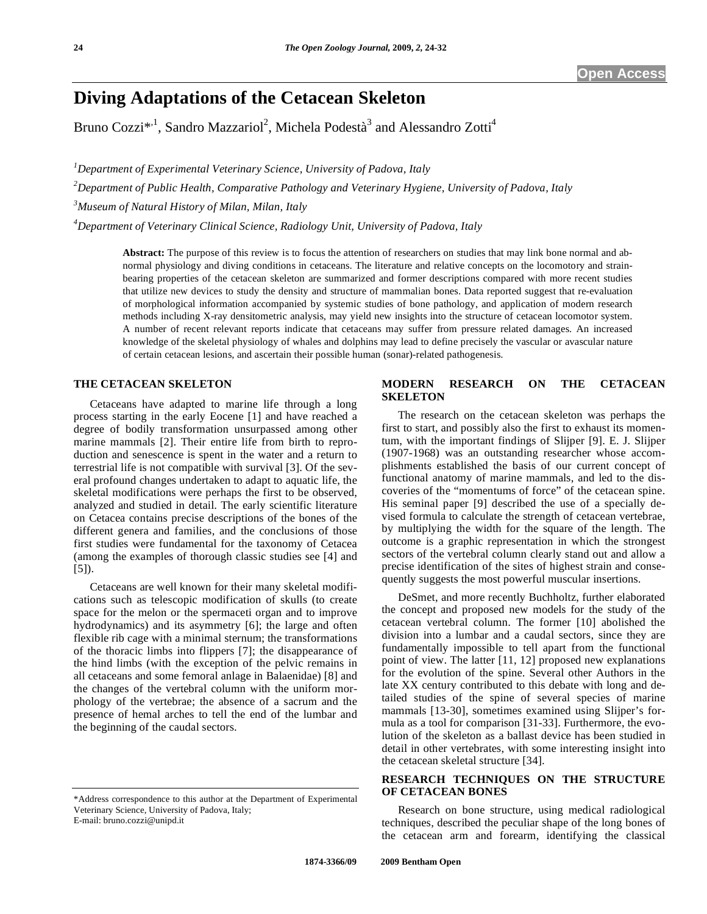Open Access

# Diving Adaptations of the Cetacean Skeleton

Bruno Cozzi*[,1], Sandro Mazzariol[2], Michela Podestà[3] and Alessandro Zotti[4]

[1]*Department of Experimental Veterinary Science, University of Padova, Italy*

[2]*Department of Public Health, Comparative Pathology and Veterinary Hygiene, University of Padova, Italy*

[3]*Museum of Natural History of Milan, Milan, Italy*

[4]*Department of Veterinary Clinical Science, Radiology Unit, University of Padova, Italy*

**Abstract:** The purpose of this review is to focus the attention of researchers on studies that may link bone normal and abnormal physiology and diving conditions in cetaceans. The literature and relative concepts on the locomotory and strain-bearing properties of the cetacean skeleton are summarized and former descriptions compared with more recent studies that utilize new devices to study the density and structure of mammalian bones. Data reported suggest that re-evaluation of morphological information accompanied by systemic studies of bone pathology, and application of modern research methods including X-ray densitometric analysis, may yield new insights into the structure of cetacean locomotor system. A number of recent relevant reports indicate that cetaceans may suffer from pressure related damages. An increased knowledge of the skeletal physiology of whales and dolphins may lead to define precisely the vascular or avascular nature of certain cetacean lesions, and ascertain their possible human (sonar)-related pathogenesis.

## THE CETACEAN SKELETON

Cetaceans have adapted to marine life through a long process starting in the early Eocene [1] and have reached a degree of bodily transformation unsurpassed among other marine mammals [2]. Their entire life from birth to reproduction and senescence is spent in the water and a return to terrestrial life is not compatible with survival [3]. Of the several profound changes undertaken to adapt to aquatic life, the skeletal modifications were perhaps the first to be observed, analyzed and studied in detail. The early scientific literature on Cetacea contains precise descriptions of the bones of the different genera and families, and the conclusions of those first studies were fundamental for the taxonomy of Cetacea (among the examples of thorough classic studies see [4] and [5]).

Cetaceans are well known for their many skeletal modifications such as telescopic modification of skulls (to create space for the melon or the spermaceti organ and to improve hydrodynamics) and its asymmetry [6]; the large and often flexible rib cage with a minimal sternum; the transformations of the thoracic limbs into flippers [7]; the disappearance of the hind limbs (with the exception of the pelvic remains in all cetaceans and some femoral anlage in Balaenidae) [8] and the changes of the vertebral column with the uniform morphology of the vertebrae; the absence of a sacrum and the presence of hemal arches to tell the end of the lumbar and the beginning of the caudal sectors.

## MODERN RESEARCH ON THE CETACEAN SKELETON

The research on the cetacean skeleton was perhaps the first to start, and possibly also the first to exhaust its momentum, with the important findings of Slijper [9]. E. J. Slijper (1907-1968) was an outstanding researcher whose accomplishments established the basis of our current concept of functional anatomy of marine mammals, and led to the discoveries of the "momentums of force" of the cetacean spine. His seminal paper [9] described the use of a specially devised formula to calculate the strength of cetacean vertebrae, by multiplying the width for the square of the length. The outcome is a graphic representation in which the strongest sectors of the vertebral column clearly stand out and allow a precise identification of the sites of highest strain and consequently suggests the most powerful muscular insertions.

DeSmet, and more recently Buchholtz, further elaborated the concept and proposed new models for the study of the cetacean vertebral column. The former [10] abolished the division into a lumbar and a caudal sectors, since they are fundamentally impossible to tell apart from the functional point of view. The latter [11, 12] proposed new explanations for the evolution of the spine. Several other Authors in the late XX century contributed to this debate with long and detailed studies of the spine of several species of marine mammals [13-30], sometimes examined using Slijper's formula as a tool for comparison [31-33]. Furthermore, the evolution of the skeleton as a ballast device has been studied in detail in other vertebrates, with some interesting insight into the cetacean skeletal structure [34].

## RESEARCH TECHNIQUES ON THE STRUCTURE OF CETACEAN BONES

Research on bone structure, using medical radiological techniques, described the peculiar shape of the long bones of the cetacean arm and forearm, identifying the classical

*Address correspondence to this author at the Department of Experimental Veterinary Science, University of Padova, Italy;
E-mail: bruno.cozzi@unipd.it

1874-3366/09 2009 Bentham Open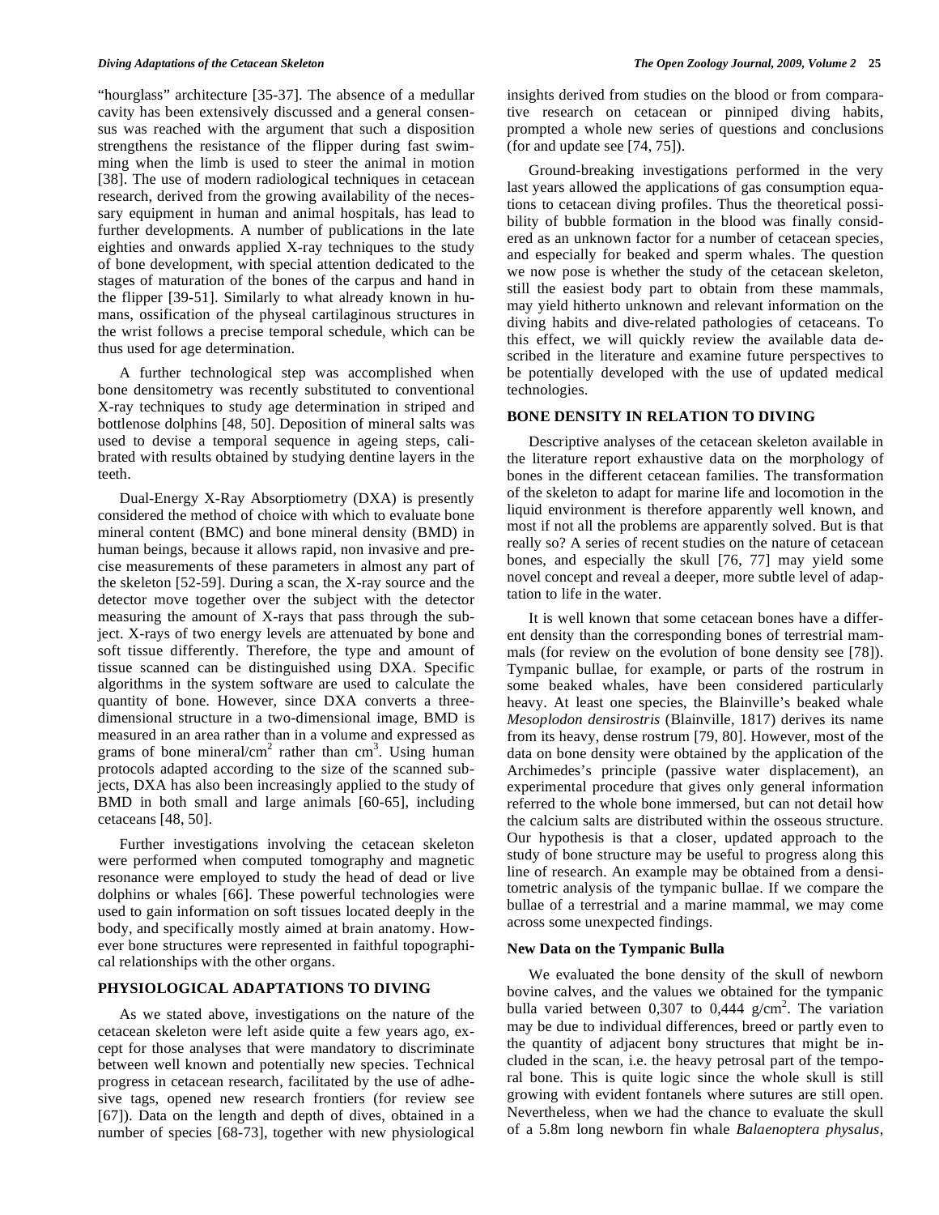"hourglass" architecture [35-37]. The absence of a medullar cavity has been extensively discussed and a general consensus was reached with the argument that such a disposition strengthens the resistance of the flipper during fast swimming when the limb is used to steer the animal in motion [38]. The use of modern radiological techniques in cetacean research, derived from the growing availability of the necessary equipment in human and animal hospitals, has lead to further developments. A number of publications in the late eighties and onwards applied X-ray techniques to the study of bone development, with special attention dedicated to the stages of maturation of the bones of the carpus and hand in the flipper [39-51]. Similarly to what already known in humans, ossification of the physeal cartilaginous structures in the wrist follows a precise temporal schedule, which can be thus used for age determination.

A further technological step was accomplished when bone densitometry was recently substituted to conventional X-ray techniques to study age determination in striped and bottlenose dolphins [48, 50]. Deposition of mineral salts was used to devise a temporal sequence in ageing steps, calibrated with results obtained by studying dentine layers in the teeth.

Dual-Energy X-Ray Absorptiometry (DXA) is presently considered the method of choice with which to evaluate bone mineral content (BMC) and bone mineral density (BMD) in human beings, because it allows rapid, non invasive and precise measurements of these parameters in almost any part of the skeleton [52-59]. During a scan, the X-ray source and the detector move together over the subject with the detector measuring the amount of X-rays that pass through the subject. X-rays of two energy levels are attenuated by bone and soft tissue differently. Therefore, the type and amount of tissue scanned can be distinguished using DXA. Specific algorithms in the system software are used to calculate the quantity of bone. However, since DXA converts a three-dimensional structure in a two-dimensional image, BMD is measured in an area rather than in a volume and expressed as grams of bone mineral/cm$^2$ rather than cm$^3$. Using human protocols adapted according to the size of the scanned subjects, DXA has also been increasingly applied to the study of BMD in both small and large animals [60-65], including cetaceans [48, 50].

Further investigations involving the cetacean skeleton were performed when computed tomography and magnetic resonance were employed to study the head of dead or live dolphins or whales [66]. These powerful technologies were used to gain information on soft tissues located deeply in the body, and specifically mostly aimed at brain anatomy. However bone structures were represented in faithful topographical relationships with the other organs.

## PHYSIOLOGICAL ADAPTATIONS TO DIVING

As we stated above, investigations on the nature of the cetacean skeleton were left aside quite a few years ago, except for those analyses that were mandatory to discriminate between well known and potentially new species. Technical progress in cetacean research, facilitated by the use of adhesive tags, opened new research frontiers (for review see [67]). Data on the length and depth of dives, obtained in a number of species [68-73], together with new physiological insights derived from studies on the blood or from comparative research on cetacean or pinniped diving habits, prompted a whole new series of questions and conclusions (for and update see [74, 75]).

Ground-breaking investigations performed in the very last years allowed the applications of gas consumption equations to cetacean diving profiles. Thus the theoretical possibility of bubble formation in the blood was finally considered as an unknown factor for a number of cetacean species, and especially for beaked and sperm whales. The question we now pose is whether the study of the cetacean skeleton, still the easiest body part to obtain from these mammals, may yield hitherto unknown and relevant information on the diving habits and dive-related pathologies of cetaceans. To this effect, we will quickly review the available data described in the literature and examine future perspectives to be potentially developed with the use of updated medical technologies.

## BONE DENSITY IN RELATION TO DIVING

Descriptive analyses of the cetacean skeleton available in the literature report exhaustive data on the morphology of bones in the different cetacean families. The transformation of the skeleton to adapt for marine life and locomotion in the liquid environment is therefore apparently well known, and most if not all the problems are apparently solved. But is that really so? A series of recent studies on the nature of cetacean bones, and especially the skull [76, 77] may yield some novel concept and reveal a deeper, more subtle level of adaptation to life in the water.

It is well known that some cetacean bones have a different density than the corresponding bones of terrestrial mammals (for review on the evolution of bone density see [78]). Tympanic bullae, for example, or parts of the rostrum in some beaked whales, have been considered particularly heavy. At least one species, the Blainville's beaked whale *Mesoplodon densirostris* (Blainville, 1817) derives its name from its heavy, dense rostrum [79, 80]. However, most of the data on bone density were obtained by the application of the Archimedes's principle (passive water displacement), an experimental procedure that gives only general information referred to the whole bone immersed, but can not detail how the calcium salts are distributed within the osseous structure. Our hypothesis is that a closer, updated approach to the study of bone structure may be useful to progress along this line of research. An example may be obtained from a densitometric analysis of the tympanic bullae. If we compare the bullae of a terrestrial and a marine mammal, we may come across some unexpected findings.

### New Data on the Tympanic Bulla

We evaluated the bone density of the skull of newborn bovine calves, and the values we obtained for the tympanic bulla varied between 0,307 to 0,444 g/cm$^2$. The variation may be due to individual differences, breed or partly even to the quantity of adjacent bony structures that might be included in the scan, i.e. the heavy petrosal part of the temporal bone. This is quite logic since the whole skull is still growing with evident fontanels where sutures are still open. Nevertheless, when we had the chance to evaluate the skull of a 5.8m long newborn fin whale *Balaenoptera physalus*,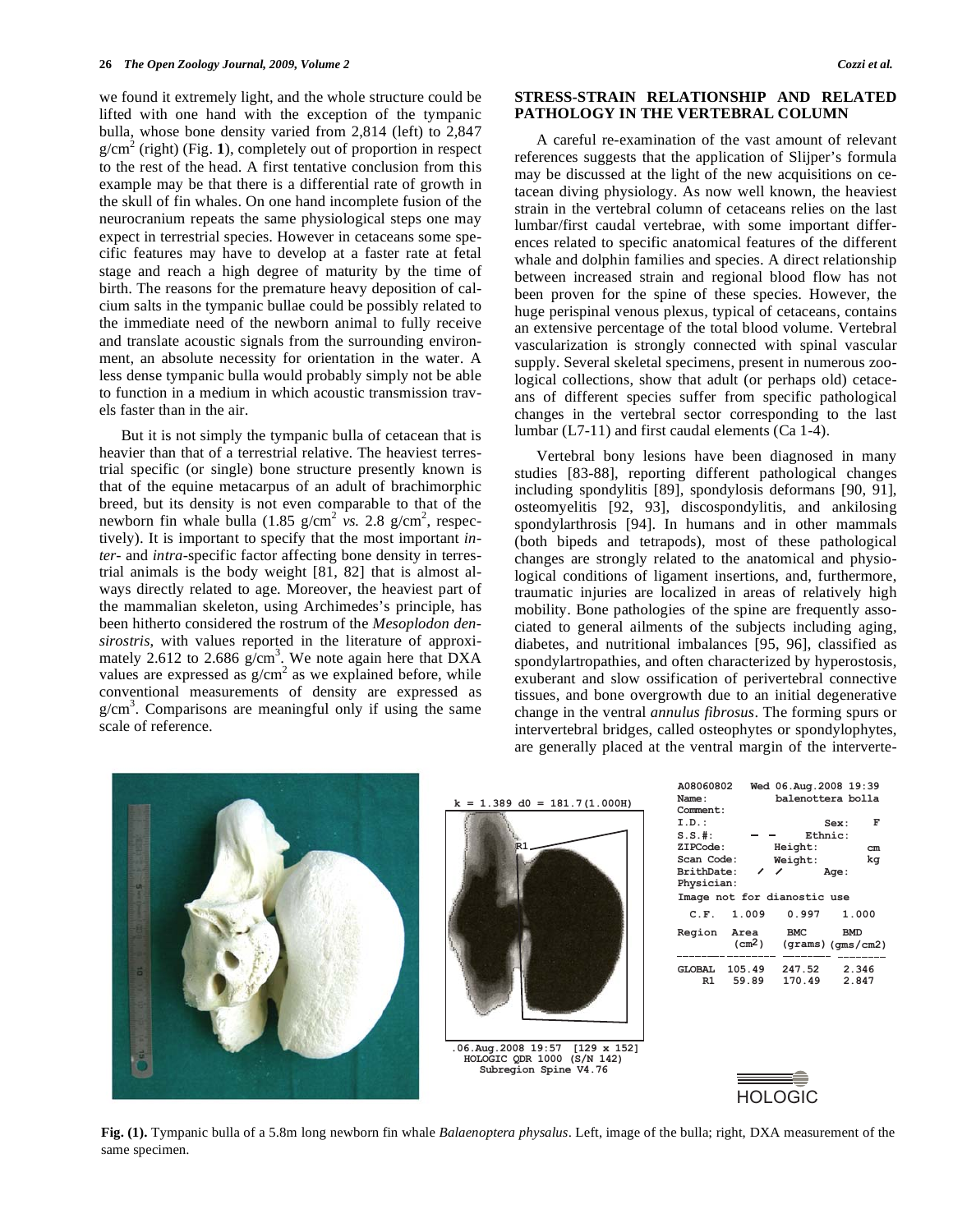we found it extremely light, and the whole structure could be lifted with one hand with the exception of the tympanic bulla, whose bone density varied from 2,814 (left) to 2,847 $g/cm^2$ (right) (Fig. **1**), completely out of proportion in respect to the rest of the head. A first tentative conclusion from this example may be that there is a differential rate of growth in the skull of fin whales. On one hand incomplete fusion of the neurocranium repeats the same physiological steps one may expect in terrestrial species. However in cetaceans some specific features may have to develop at a faster rate at fetal stage and reach a high degree of maturity by the time of birth. The reasons for the premature heavy deposition of calcium salts in the tympanic bullae could be possibly related to the immediate need of the newborn animal to fully receive and translate acoustic signals from the surrounding environment, an absolute necessity for orientation in the water. A less dense tympanic bulla would probably simply not be able to function in a medium in which acoustic transmission travels faster than in the air.

But it is not simply the tympanic bulla of cetacean that is heavier than that of a terrestrial relative. The heaviest terrestrial specific (or single) bone structure presently known is that of the equine metacarpus of an adult of brachimorphic breed, but its density is not even comparable to that of the newborn fin whale bulla (1.85 $g/cm^2$ *vs.* 2.8 $g/cm^2$, respectively). It is important to specify that the most important *inter*- and *intra*-specific factor affecting bone density in terrestrial animals is the body weight [81, 82] that is almost always directly related to age. Moreover, the heaviest part of the mammalian skeleton, using Archimedes's principle, has been hitherto considered the rostrum of the *Mesoplodon densirostris*, with values reported in the literature of approximately 2.612 to 2.686 $g/cm^3$. We note again here that DXA values are expressed as $g/cm^2$ as we explained before, while conventional measurements of density are expressed as $g/cm^3$. Comparisons are meaningful only if using the same scale of reference.

## STRESS-STRAIN RELATIONSHIP AND RELATED PATHOLOGY IN THE VERTEBRAL COLUMN

A careful re-examination of the vast amount of relevant references suggests that the application of Slijper's formula may be discussed at the light of the new acquisitions on cetacean diving physiology. As now well known, the heaviest strain in the vertebral column of cetaceans relies on the last lumbar/first caudal vertebrae, with some important differences related to specific anatomical features of the different whale and dolphin families and species. A direct relationship between increased strain and regional blood flow has not been proven for the spine of these species. However, the huge perispinal venous plexus, typical of cetaceans, contains an extensive percentage of the total blood volume. Vertebral vascularization is strongly connected with spinal vascular supply. Several skeletal specimens, present in numerous zoological collections, show that adult (or perhaps old) cetaceans of different species suffer from specific pathological changes in the vertebral sector corresponding to the last lumbar (L7-11) and first caudal elements (Ca 1-4).

Vertebral bony lesions have been diagnosed in many studies [83-88], reporting different pathological changes including spondylitis [89], spondylosis deformans [90, 91], osteomyelitis [92, 93], discospondylitis, and ankilosing spondylarthrosis [94]. In humans and in other mammals (both bipeds and tetrapods), most of these pathological changes are strongly related to the anatomical and physiological conditions of ligament insertions, and, furthermore, traumatic injuries are localized in areas of relatively high mobility. Bone pathologies of the spine are frequently associated to general ailments of the subjects including aging, diabetes, and nutritional imbalances [95, 96], classified as spondylartropathies, and often characterized by hyperostosis, exuberant and slow ossification of perivertebral connective tissues, and bone overgrowth due to an initial degenerative change in the ventral *annulus fibrosus*. The forming spurs or intervertebral bridges, called osteophytes or spondylophytes, are generally placed at the ventral margin of the interverte-

**Fig. (1).** Tympanic bulla of a 5.8m long newborn fin whale *Balaenoptera physalus*. Left, image of the bulla; right, DXA measurement of the same specimen.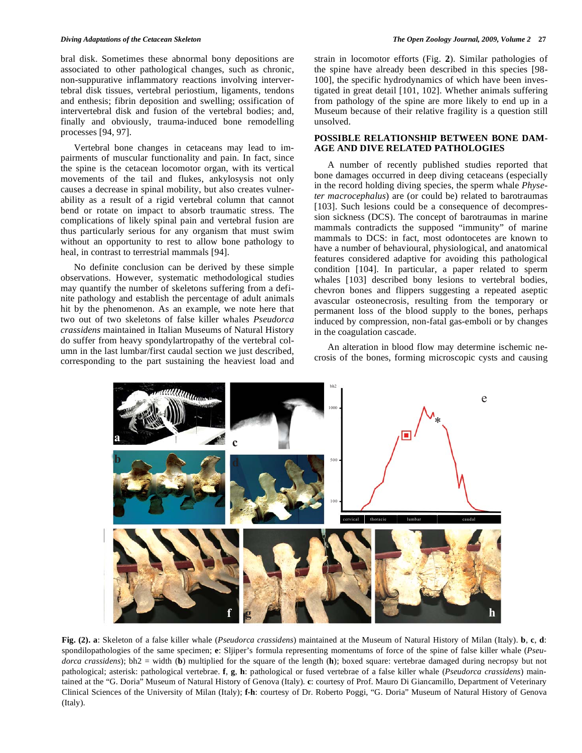bral disk. Sometimes these abnormal bony depositions are associated to other pathological changes, such as chronic, non-suppurative inflammatory reactions involving intervertebral disk tissues, vertebral periostium, ligaments, tendons and enthesis; fibrin deposition and swelling; ossification of intervertebral disk and fusion of the vertebral bodies; and, finally and obviously, trauma-induced bone remodelling processes [94, 97].

Vertebral bone changes in cetaceans may lead to impairments of muscular functionality and pain. In fact, since the spine is the cetacean locomotor organ, with its vertical movements of the tail and flukes, ankylosysis not only causes a decrease in spinal mobility, but also creates vulnerability as a result of a rigid vertebral column that cannot bend or rotate on impact to absorb traumatic stress. The complications of likely spinal pain and vertebral fusion are thus particularly serious for any organism that must swim without an opportunity to rest to allow bone pathology to heal, in contrast to terrestrial mammals [94].

No definite conclusion can be derived by these simple observations. However, systematic methodological studies may quantify the number of skeletons suffering from a definite pathology and establish the percentage of adult animals hit by the phenomenon. As an example, we note here that two out of two skeletons of false killer whales *Pseudorca crassidens* maintained in Italian Museums of Natural History do suffer from heavy spondylartropathy of the vertebral column in the last lumbar/first caudal section we just described, corresponding to the part sustaining the heaviest load and strain in locomotor efforts (Fig. **2**). Similar pathologies of the spine have already been described in this species [98-100], the specific hydrodynamics of which have been investigated in great detail [101, 102]. Whether animals suffering from pathology of the spine are more likely to end up in a Museum because of their relative fragility is a question still unsolved.

## POSSIBLE RELATIONSHIP BETWEEN BONE DAMAGE AND DIVE RELATED PATHOLOGIES

A number of recently published studies reported that bone damages occurred in deep diving cetaceans (especially in the record holding diving species, the sperm whale *Physeter macrocephalus*) are (or could be) related to barotraumas [103]. Such lesions could be a consequence of decompression sickness (DCS). The concept of barotraumas in marine mammals contradicts the supposed "immunity" of marine mammals to DCS: in fact, most odontocetes are known to have a number of behavioural, physiological, and anatomical features considered adaptive for avoiding this pathological condition [104]. In particular, a paper related to sperm whales [103] described bony lesions to vertebral bodies, chevron bones and flippers suggesting a repeated aseptic avascular osteonecrosis, resulting from the temporary or permanent loss of the blood supply to the bones, perhaps induced by compression, non-fatal gas-emboli or by changes in the coagulation cascade.

An alteration in blood flow may determine ischemic necrosis of the bones, forming microscopic cysts and causing

**Fig. (2). a**: Skeleton of a false killer whale (*Pseudorca crassidens*) maintained at the Museum of Natural History of Milan (Italy). **b**, **c**, **d**: spondilopathologies of the same specimen; **e**: Sljiper's formula representing momentums of force of the spine of false killer whale (*Pseudorca crassidens*); bh2 = width (**b**) multiplied for the square of the length (**h**); boxed square: vertebrae damaged during necropsy but not pathological; asterisk: pathological vertebrae. **f**, **g**, **h**: pathological or fused vertebrae of a false killer whale (*Pseudorca crassidens*) maintained at the "G. Doria" Museum of Natural History of Genova (Italy). **c**: courtesy of Prof. Mauro Di Giancamillo, Department of Veterinary Clinical Sciences of the University of Milan (Italy); **f-h**: courtesy of Dr. Roberto Poggi, "G. Doria" Museum of Natural History of Genova (Italy).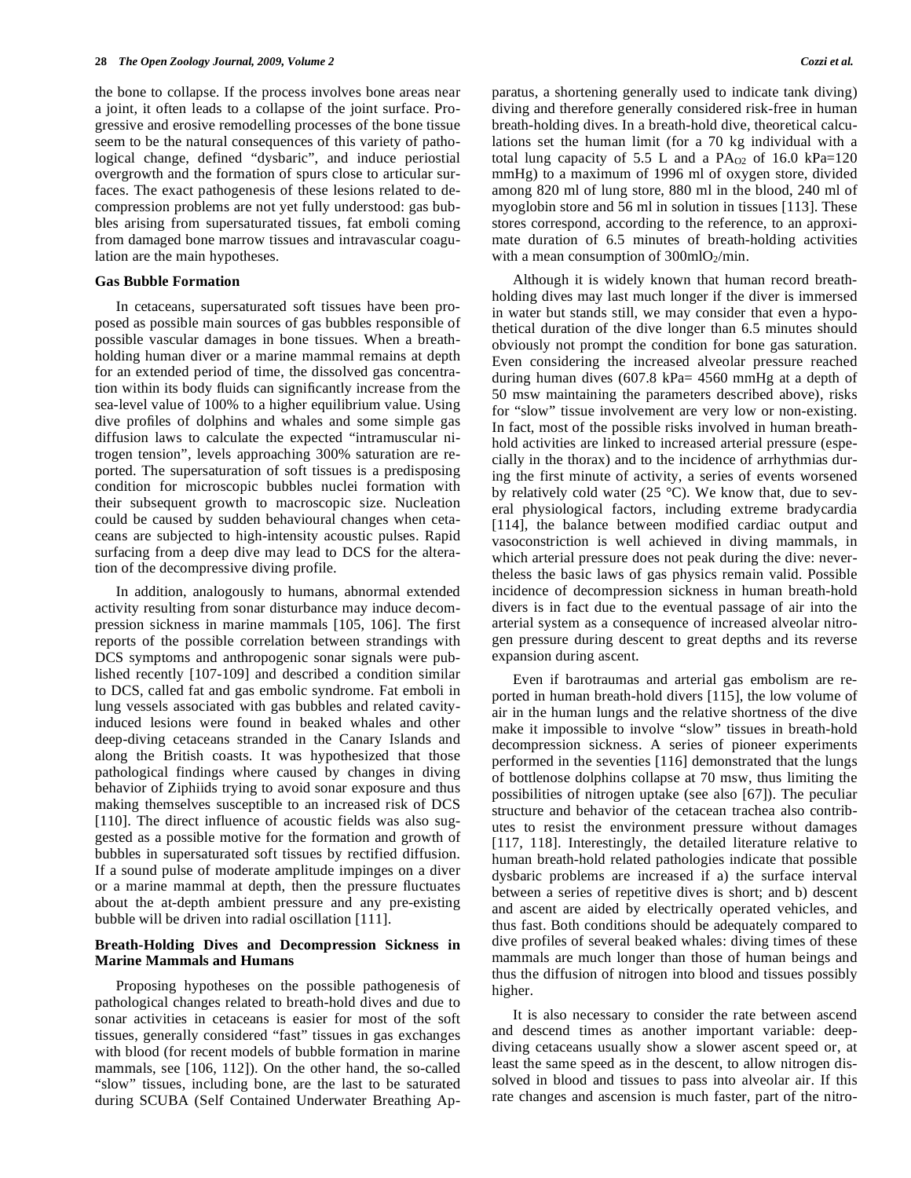the bone to collapse. If the process involves bone areas near a joint, it often leads to a collapse of the joint surface. Progressive and erosive remodelling processes of the bone tissue seem to be the natural consequences of this variety of pathological change, defined "dysbaric", and induce periostial overgrowth and the formation of spurs close to articular surfaces. The exact pathogenesis of these lesions related to decompression problems are not yet fully understood: gas bubbles arising from supersaturated tissues, fat emboli coming from damaged bone marrow tissues and intravascular coagulation are the main hypotheses.

### Gas Bubble Formation

In cetaceans, supersaturated soft tissues have been proposed as possible main sources of gas bubbles responsible of possible vascular damages in bone tissues. When a breath-holding human diver or a marine mammal remains at depth for an extended period of time, the dissolved gas concentration within its body fluids can significantly increase from the sea-level value of 100% to a higher equilibrium value. Using dive profiles of dolphins and whales and some simple gas diffusion laws to calculate the expected "intramuscular nitrogen tension", levels approaching 300% saturation are reported. The supersaturation of soft tissues is a predisposing condition for microscopic bubbles nuclei formation with their subsequent growth to macroscopic size. Nucleation could be caused by sudden behavioural changes when cetaceans are subjected to high-intensity acoustic pulses. Rapid surfacing from a deep dive may lead to DCS for the alteration of the decompressive diving profile.

In addition, analogously to humans, abnormal extended activity resulting from sonar disturbance may induce decompression sickness in marine mammals [105, 106]. The first reports of the possible correlation between strandings with DCS symptoms and anthropogenic sonar signals were published recently [107-109] and described a condition similar to DCS, called fat and gas embolic syndrome. Fat emboli in lung vessels associated with gas bubbles and related cavity-induced lesions were found in beaked whales and other deep-diving cetaceans stranded in the Canary Islands and along the British coasts. It was hypothesized that those pathological findings where caused by changes in diving behavior of Ziphiids trying to avoid sonar exposure and thus making themselves susceptible to an increased risk of DCS [110]. The direct influence of acoustic fields was also suggested as a possible motive for the formation and growth of bubbles in supersaturated soft tissues by rectified diffusion. If a sound pulse of moderate amplitude impinges on a diver or a marine mammal at depth, then the pressure fluctuates about the at-depth ambient pressure and any pre-existing bubble will be driven into radial oscillation [111].

### Breath-Holding Dives and Decompression Sickness in Marine Mammals and Humans

Proposing hypotheses on the possible pathogenesis of pathological changes related to breath-hold dives and due to sonar activities in cetaceans is easier for most of the soft tissues, generally considered "fast" tissues in gas exchanges with blood (for recent models of bubble formation in marine mammals, see [106, 112]). On the other hand, the so-called "slow" tissues, including bone, are the last to be saturated during SCUBA (Self Contained Underwater Breathing Apparatus, a shortening generally used to indicate tank diving) diving and therefore generally considered risk-free in human breath-holding dives. In a breath-hold dive, theoretical calculations set the human limit (for a 70 kg individual with a total lung capacity of 5.5 L and a $PA_{O2}$ of 16.0 kPa=120 mmHg) to a maximum of 1996 ml of oxygen store, divided among 820 ml of lung store, 880 ml in the blood, 240 ml of myoglobin store and 56 ml in solution in tissues [113]. These stores correspond, according to the reference, to an approximate duration of 6.5 minutes of breath-holding activities with a mean consumption of 300ml$O_2$/min.

Although it is widely known that human record breath-holding dives may last much longer if the diver is immersed in water but stands still, we may consider that even a hypothetical duration of the dive longer than 6.5 minutes should obviously not prompt the condition for bone gas saturation. Even considering the increased alveolar pressure reached during human dives (607.8 kPa= 4560 mmHg at a depth of 50 msw maintaining the parameters described above), risks for "slow" tissue involvement are very low or non-existing. In fact, most of the possible risks involved in human breath-hold activities are linked to increased arterial pressure (especially in the thorax) and to the incidence of arrhythmias during the first minute of activity, a series of events worsened by relatively cold water (25 °C). We know that, due to several physiological factors, including extreme bradycardia [114], the balance between modified cardiac output and vasoconstriction is well achieved in diving mammals, in which arterial pressure does not peak during the dive: nevertheless the basic laws of gas physics remain valid. Possible incidence of decompression sickness in human breath-hold divers is in fact due to the eventual passage of air into the arterial system as a consequence of increased alveolar nitrogen pressure during descent to great depths and its reverse expansion during ascent.

Even if barotraumas and arterial gas embolism are reported in human breath-hold divers [115], the low volume of air in the human lungs and the relative shortness of the dive make it impossible to involve "slow" tissues in breath-hold decompression sickness. A series of pioneer experiments performed in the seventies [116] demonstrated that the lungs of bottlenose dolphins collapse at 70 msw, thus limiting the possibilities of nitrogen uptake (see also [67]). The peculiar structure and behavior of the cetacean trachea also contributes to resist the environment pressure without damages [117, 118]. Interestingly, the detailed literature relative to human breath-hold related pathologies indicate that possible dysbaric problems are increased if a) the surface interval between a series of repetitive dives is short; and b) descent and ascent are aided by electrically operated vehicles, and thus fast. Both conditions should be adequately compared to dive profiles of several beaked whales: diving times of these mammals are much longer than those of human beings and thus the diffusion of nitrogen into blood and tissues possibly higher.

It is also necessary to consider the rate between ascend and descend times as another important variable: deep-diving cetaceans usually show a slower ascent speed or, at least the same speed as in the descent, to allow nitrogen dissolved in blood and tissues to pass into alveolar air. If this rate changes and ascension is much faster, part of the nitro-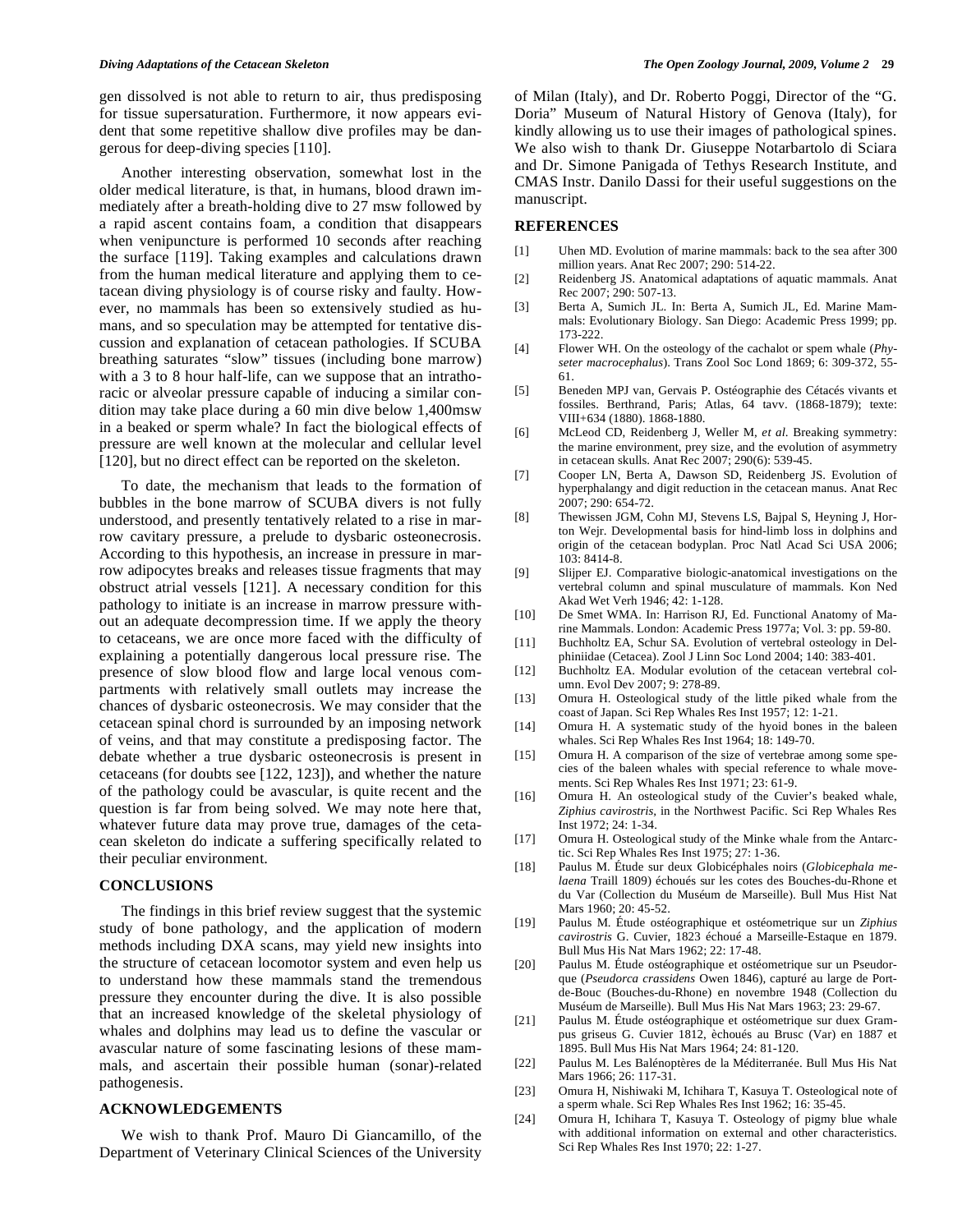gen dissolved is not able to return to air, thus predisposing for tissue supersaturation. Furthermore, it now appears evident that some repetitive shallow dive profiles may be dangerous for deep-diving species [110].

Another interesting observation, somewhat lost in the older medical literature, is that, in humans, blood drawn immediately after a breath-holding dive to 27 msw followed by a rapid ascent contains foam, a condition that disappears when venipuncture is performed 10 seconds after reaching the surface [119]. Taking examples and calculations drawn from the human medical literature and applying them to cetacean diving physiology is of course risky and faulty. However, no mammals has been so extensively studied as humans, and so speculation may be attempted for tentative discussion and explanation of cetacean pathologies. If SCUBA breathing saturates "slow" tissues (including bone marrow) with a 3 to 8 hour half-life, can we suppose that an intrathoracic or alveolar pressure capable of inducing a similar condition may take place during a 60 min dive below 1,400msw in a beaked or sperm whale? In fact the biological effects of pressure are well known at the molecular and cellular level [120], but no direct effect can be reported on the skeleton.

To date, the mechanism that leads to the formation of bubbles in the bone marrow of SCUBA divers is not fully understood, and presently tentatively related to a rise in marrow cavitary pressure, a prelude to dysbaric osteonecrosis. According to this hypothesis, an increase in pressure in marrow adipocytes breaks and releases tissue fragments that may obstruct atrial vessels [121]. A necessary condition for this pathology to initiate is an increase in marrow pressure without an adequate decompression time. If we apply the theory to cetaceans, we are once more faced with the difficulty of explaining a potentially dangerous local pressure rise. The presence of slow blood flow and large local venous compartments with relatively small outlets may increase the chances of dysbaric osteonecrosis. We may consider that the cetacean spinal chord is surrounded by an imposing network of veins, and that may constitute a predisposing factor. The debate whether a true dysbaric osteonecrosis is present in cetaceans (for doubts see [122, 123]), and whether the nature of the pathology could be avascular, is quite recent and the question is far from being solved. We may note here that, whatever future data may prove true, damages of the cetacean skeleton do indicate a suffering specifically related to their peculiar environment.

## CONCLUSIONS

The findings in this brief review suggest that the systemic study of bone pathology, and the application of modern methods including DXA scans, may yield new insights into the structure of cetacean locomotor system and even help us to understand how these mammals stand the tremendous pressure they encounter during the dive. It is also possible that an increased knowledge of the skeletal physiology of whales and dolphins may lead us to define the vascular or avascular nature of some fascinating lesions of these mammals, and ascertain their possible human (sonar)-related pathogenesis.

## ACKNOWLEDGEMENTS

We wish to thank Prof. Mauro Di Giancamillo, of the Department of Veterinary Clinical Sciences of the University of Milan (Italy), and Dr. Roberto Poggi, Director of the "G. Doria" Museum of Natural History of Genova (Italy), for kindly allowing us to use their images of pathological spines. We also wish to thank Dr. Giuseppe Notarbartolo di Sciara and Dr. Simone Panigada of Tethys Research Institute, and CMAS Instr. Danilo Dassi for their useful suggestions on the manuscript.

## REFERENCES

[1] Uhen MD. Evolution of marine mammals: back to the sea after 300 million years. Anat Rec 2007; 290: 514-22.

[2] Reidenberg JS. Anatomical adaptations of aquatic mammals. Anat Rec 2007; 290: 507-13.

[3] Berta A, Sumich JL. In: Berta A, Sumich JL, Ed. Marine Mammals: Evolutionary Biology. San Diego: Academic Press 1999; pp. 173-222.

[4] Flower WH. On the osteology of the cachalot or spem whale (*Physeter macrocephalus*). Trans Zool Soc Lond 1869; 6: 309-372, 55-61.

[5] Beneden MPJ van, Gervais P. Ostéographie des Cétacés vivants et fossiles. Berthrand, Paris; Atlas, 64 tavv. (1868-1879); texte: VIII+634 (1880). 1868-1880.

[6] McLeod CD, Reidenberg J, Weller M, *et al.* Breaking symmetry: the marine environment, prey size, and the evolution of asymmetry in cetacean skulls. Anat Rec 2007; 290(6): 539-45.

[7] Cooper LN, Berta A, Dawson SD, Reidenberg JS. Evolution of hyperphalangy and digit reduction in the cetacean manus. Anat Rec 2007; 290: 654-72.

[8] Thewissen JGM, Cohn MJ, Stevens LS, Bajpal S, Heyning J, Horton Wejr. Developmental basis for hind-limb loss in dolphins and origin of the cetacean bodyplan. Proc Natl Acad Sci USA 2006; 103: 8414-8.

[9] Slijper EJ. Comparative biologic-anatomical investigations on the vertebral column and spinal musculature of mammals. Kon Ned Akad Wet Verh 1946; 42: 1-128.

[10] De Smet WMA. In: Harrison RJ, Ed. Functional Anatomy of Marine Mammals. London: Academic Press 1977a; Vol. 3: pp. 59-80.

[11] Buchholtz EA, Schur SA. Evolution of vertebral osteology in Delphiniidae (Cetacea). Zool J Linn Soc Lond 2004; 140: 383-401.

[12] Buchholtz EA. Modular evolution of the cetacean vertebral column. Evol Dev 2007; 9: 278-89.

[13] Omura H. Osteological study of the little piked whale from the coast of Japan. Sci Rep Whales Res Inst 1957; 12: 1-21.

[14] Omura H. A systematic study of the hyoid bones in the baleen whales. Sci Rep Whales Res Inst 1964; 18: 149-70.

[15] Omura H. A comparison of the size of vertebrae among some species of the baleen whales with special reference to whale movements. Sci Rep Whales Res Inst 1971; 23: 61-9.

[16] Omura H. An osteological study of the Cuvier's beaked whale, *Ziphius cavirostris*, in the Northwest Pacific. Sci Rep Whales Res Inst 1972; 24: 1-34.

[17] Omura H. Osteological study of the Minke whale from the Antarctic. Sci Rep Whales Res Inst 1975; 27: 1-36.

[18] Paulus M. Étude sur deux Globicéphales noirs (*Globicephala melaena* Traill 1809) échoués sur les cotes des Bouches-du-Rhone et du Var (Collection du Muséum de Marseille). Bull Mus Hist Nat Mars 1960; 20: 45-52.

[19] Paulus M. Étude ostéographique et ostéometrique sur un *Ziphius cavirostris* G. Cuvier, 1823 échoué a Marseille-Estaque en 1879. Bull Mus His Nat Mars 1962; 22: 17-48.

[20] Paulus M. Étude ostéographique et ostéometrique sur un Pseudorque (*Pseudorca crassidens* Owen 1846), capturé au large de Port-de-Bouc (Bouches-du-Rhone) en novembre 1948 (Collection du Muséum de Marseille). Bull Mus His Nat Mars 1963; 23: 29-67.

[21] Paulus M. Étude ostéographique et ostéometrique sur duex Grampus griseus G. Cuvier 1812, èchoués au Brusc (Var) en 1887 et 1895. Bull Mus His Nat Mars 1964; 24: 81-120.

[22] Paulus M. Les Balénoptères de la Méditerranée. Bull Mus His Nat Mars 1966; 26: 117-31.

[23] Omura H, Nishiwaki M, Ichihara T, Kasuya T. Osteological note of a sperm whale. Sci Rep Whales Res Inst 1962; 16: 35-45.

[24] Omura H, Ichihara T, Kasuya T. Osteology of pigmy blue whale with additional information on external and other characteristics. Sci Rep Whales Res Inst 1970; 22: 1-27.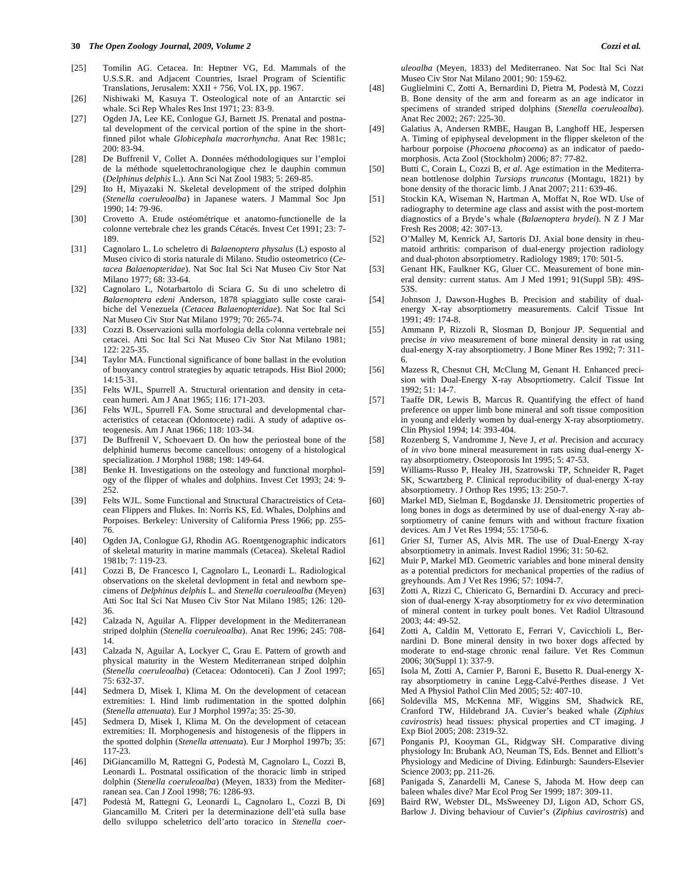[25] Tomilin AG. Cetacea. In: Heptner VG, Ed. Mammals of the U.S.S.R. and Adjacent Countries, Israel Program of Scientific Translations, Jerusalem: XXII + 756, Vol. IX, pp. 1967.

[26] Nishiwaki M, Kasuya T. Osteological note of an Antarctic sei whale. Sci Rep Whales Res Inst 1971; 23: 83-9.

[27] Ogden JA, Lee KE, Conlogue GJ, Barnett JS. Prenatal and postnatal development of the cervical portion of the spine in the short-finned pilot whale *Globicephala macrorhyncha*. Anat Rec 1981c; 200: 83-94.

[28] De Buffrenil V, Collet A. Données méthodologiques sur l'emploi de la méthode squelettochranologique chez le dauphin commun (*Delphinus delphis* L.). Ann Sci Nat Zool 1983; 5: 269-85.

[29] Ito H, Miyazaki N. Skeletal development of the striped dolphin (*Stenella coeruleoalba*) in Japanese waters. J Mammal Soc Jpn 1990; 14: 79-96.

[30] Crovetto A. Etude ostéométrique et anatomo-functionelle de la colonne vertebrale chez les grands Cétacés. Invest Cet 1991; 23: 7-189.

[31] Cagnolaro L. Lo scheletro di *Balaenoptera physalus* (L) esposto al Museo civico di storia naturale di Milano. Studio osteometrico (*Cetacea Balaenopteridae*). Nat Soc Ital Sci Nat Museo Civ Stor Nat Milano 1977; 68: 33-64.

[32] Cagnolaro L, Notarbartolo di Sciara G. Su di uno scheletro di *Balaenoptera edeni* Anderson, 1878 spiaggiato sulle coste caraibiche del Venezuela (*Cetacea Balaenopteridae*). Nat Soc Ital Sci Nat Museo Civ Stor Nat Milano 1979; 70: 265-74.

[33] Cozzi B. Osservazioni sulla morfologia della colonna vertebrale nei cetacei. Atti Soc Ital Sci Nat Museo Civ Stor Nat Milano 1981; 122: 225-35.

[34] Taylor MA. Functional significance of bone ballast in the evolution of buoyancy control strategies by aquatic tetrapods. Hist Biol 2000; 14:15-31.

[35] Felts WJL, Spurrell A. Structural orientation and density in cetacean humeri. Am J Anat 1965; 116: 171-203.

[36] Felts WJL, Spurrell FA. Some structural and developmental characteristics of cetacean (Odontocete) radii. A study of adaptive osteogenesis. Am J Anat 1966; 118: 103-34.

[37] De Buffrenil V, Schoevaert D. On how the periosteal bone of the delphinid humerus become cancellous: ontogeny of a histological specialization. J Morphol 1988; 198: 149-64.

[38] Benke H. Investigations on the osteology and functional morphology of the flipper of whales and dolphins. Invest Cet 1993; 24: 9-252.

[39] Felts WJL. Some Functional and Structural Charactreistics of Cetacean Flippers and Flukes. In: Norris KS, Ed. Whales, Dolphins and Porpoises. Berkeley: University of California Press 1966; pp. 255-76.

[40] Ogden JA, Conlogue GJ, Rhodin AG. Roentgenographic indicators of skeletal maturity in marine mammals (Cetacea). Skeletal Radiol 1981b; 7: 119-23.

[41] Cozzi B, De Francesco I, Cagnolaro L, Leonardi L. Radiological observations on the skeletal devlopment in fetal and newborn specimens of *Delphinus delphis* L. and *Stenella coeruleoalba* (Meyen) Atti Soc Ital Sci Nat Museo Civ Stor Nat Milano 1985; 126: 120-36.

[42] Calzada N, Aguilar A. Flipper development in the Mediterranean striped dolphin (*Stenella coeruleoalba*). Anat Rec 1996; 245: 708-14.

[43] Calzada N, Aguilar A, Lockyer C, Grau E. Pattern of growth and physical maturity in the Western Mediterranean striped dolphin (*Stenella coeruleoalba*) (Cetacea: Odontoceti). Can J Zool 1997; 75: 632-37.

[44] Sedmera D, Misek I, Klima M. On the development of cetacean extremities: I. Hind limb rudimentation in the spotted dolphin (*Stenella attenuata*). Eur J Morphol 1997a; 35: 25-30.

[45] Sedmera D, Misek I, Klima M. On the development of cetacean extremities: II. Morphogenesis and histogenesis of the flippers in the spotted dolphin (*Stenella attenuata*). Eur J Morphol 1997b; 35: 117-23.

[46] DiGiancamillo M, Rattegni G, Podestà M, Cagnolaro L, Cozzi B, Leonardi L. Postnatal ossification of the thoracic limb in striped dolphin (*Stenella coeruleoalba*) (Meyen, 1833) from the Mediterranean sea. Can J Zool 1998; 76: 1286-93.

[47] Podestà M, Rattegni G, Leonardi L, Cagnolaro L, Cozzi B, Di Giancamillo M. Criteri per la determinazione dell'età sulla base dello sviluppo scheletrico dell'arto toracico in *Stenella coeruleoalba* (Meyen, 1833) del Mediterraneo. Nat Soc Ital Sci Nat Museo Civ Stor Nat Milano 2001; 90: 159-62.

[48] Guglielmini C, Zotti A, Bernardini D, Pietra M, Podestà M, Cozzi B. Bone density of the arm and forearm as an age indicator in specimens of stranded striped dolphins (*Stenella coeruleoalba*). Anat Rec 2002; 267: 225-30.

[49] Galatius A, Andersen RMBE, Haugan B, Langhoff HE, Jespersen A. Timing of epiphyseal development in the flipper skeleton of the harbour porpoise (*Phocoena phocoena*) as an indicator of paedomorphosis. Acta Zool (Stockholm) 2006; 87: 77-82.

[50] Butti C, Corain L, Cozzi B, *et al*. Age estimation in the Mediterranean bottlenose dolphin *Tursiops truncatus* (Montagu, 1821) by bone density of the thoracic limb. J Anat 2007; 211: 639-46.

[51] Stockin KA, Wiseman N, Hartman A, Moffat N, Roe WD. Use of radiography to determine age class and assist with the post-mortem diagnostics of a Bryde's whale (*Balaenoptera brydei*). N Z J Mar Fresh Res 2008; 42: 307-13.

[52] O'Malley M, Kenrick AJ, Sartoris DJ. Axial bone density in rheumatoid arthritis: comparison of dual-energy projection radiology and dual-photon absorptiometry. Radiology 1989; 170: 501-5.

[53] Genant HK, Faulkner KG, Gluer CC. Measurement of bone mineral density: current status. Am J Med 1991; 91(Suppl 5B): 49S-53S.

[54] Johnson J, Dawson-Hughes B. Precision and stability of dual-energy X-ray absorptiometry measurements. Calcif Tissue Int 1991; 49: 174-8.

[55] Ammann P, Rizzoli R, Slosman D, Bonjour JP. Sequential and precise *in vivo* measurement of bone mineral density in rat using dual-energy X-ray absorptiometry. J Bone Miner Res 1992; 7: 311-6.

[56] Mazess R, Chesnut CH, McClung M, Genant H. Enhanced precision with Dual-Energy X-ray Absoprtiometry. Calcif Tissue Int 1992; 51: 14-7.

[57] Taaffe DR, Lewis B, Marcus R. Quantifying the effect of hand preference on upper limb bone mineral and soft tissue composition in young and elderly women by dual-energy X-ray absorptiometry. Clin Physiol 1994; 14: 393-404.

[58] Rozenberg S, Vandromme J, Neve J, *et al*. Precision and accuracy of *in vivo* bone mineral measurement in rats using dual-energy X-ray absorptiometry. Osteoporosis Int 1995; 5: 47-53.

[59] Williams-Russo P, Healey JH, Szatrowski TP, Schneider R, Paget SK, Scwartzberg P. Clinical reproducibility of dual-energy X-ray absorptiometry. J Orthop Res 1995; 13: 250-7.

[60] Markel MD, Sielman E, Bogdanske JJ. Densitometric properties of long bones in dogs as determined by use of dual-energy X-ray absorptiometry of canine femurs with and without fracture fixation devices. Am J Vet Res 1994; 55: 1750-6.

[61] Grier SJ, Turner AS, Alvis MR. The use of Dual-Energy X-ray absorptiometry in animals. Invest Radiol 1996; 31: 50-62.

[62] Muir P, Markel MD. Geometric variables and bone mineral density as a potential predictors for mechanical properties of the radius of greyhounds. Am J Vet Res 1996; 57: 1094-7.

[63] Zotti A, Rizzi C, Chiericato G, Bernardini D. Accuracy and precision of dual-energy X-ray absorptiometry for *ex vivo* determination of mineral content in turkey poult bones. Vet Radiol Ultrasound 2003; 44: 49-52.

[64] Zotti A, Caldin M, Vettorato E, Ferrari V, Cavicchioli L, Bernardini D. Bone mineral density in two boxer dogs affected by moderate to end-stage chronic renal failure. Vet Res Commun 2006; 30(Suppl 1): 337-9.

[65] Isola M, Zotti A, Carnier P, Baroni E, Busetto R. Dual-energy X-ray absorptiometry in canine Legg-Calvé-Perthes disease. J Vet Med A Physiol Pathol Clin Med 2005; 52: 407-10.

[66] Soldevilla MS, McKenna MF, Wiggins SM, Shadwick RE, Cranford TW, Hildebrand JA. Cuvier's beaked whale (*Ziphius cavirostris*) head tissues: physical properties and CT imaging. J Exp Biol 2005; 208: 2319-32.

[67] Ponganis PJ, Kooyman GL, Ridgway SH. Comparative diving physiology In: Brubank AO, Neuman TS, Eds. Bennet and Elliott's Physiology and Medicine of Diving. Edinburgh: Saunders-Elsevier Science 2003; pp. 211-26.

[68] Panigada S, Zanardelli M, Canese S, Jahoda M. How deep can baleen whales dive? Mar Ecol Prog Ser 1999; 187: 309-11.

[69] Baird RW, Webster DL, MsSweeney DJ, Ligon AD, Schorr GS, Barlow J. Diving behaviour of Cuvier's (*Ziphius cavirostris*) and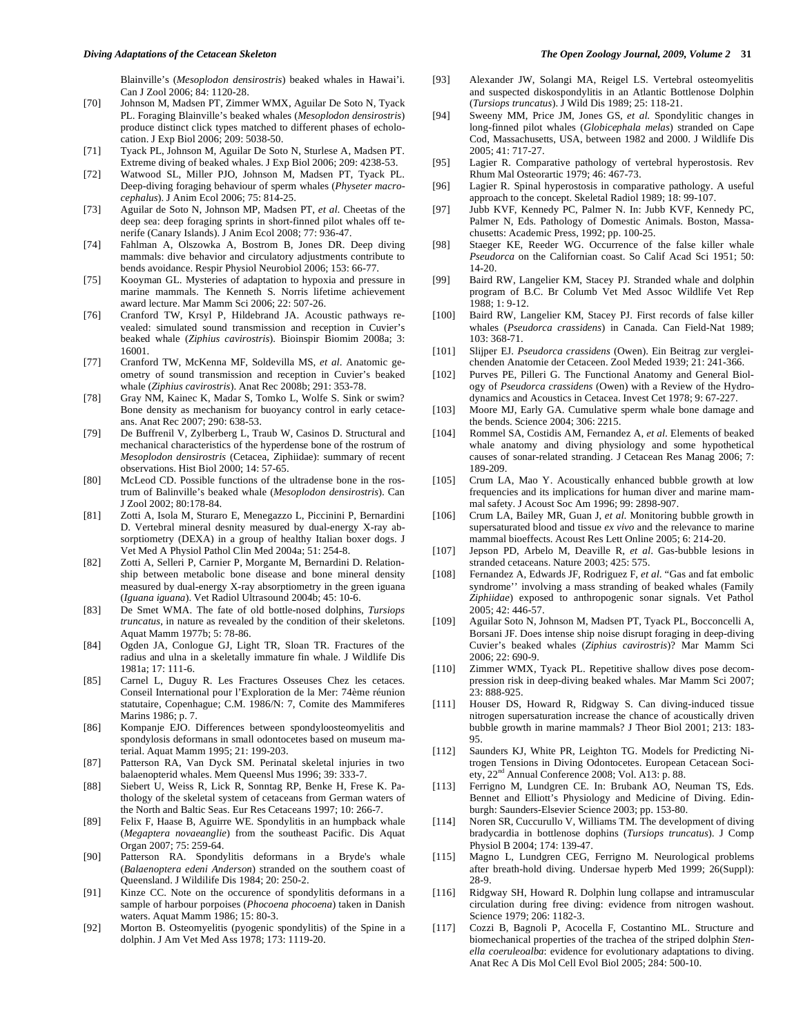Blainville's (*Mesoplodon densirostris*) beaked whales in Hawai'i. Can J Zool 2006; 84: 1120-28.

[70] Johnson M, Madsen PT, Zimmer WMX, Aguilar De Soto N, Tyack PL. Foraging Blainville's beaked whales (*Mesoplodon densirostris*) produce distinct click types matched to different phases of echolocation. J Exp Biol 2006; 209: 5038-50.

[71] Tyack PL, Johnson M, Aguilar De Soto N, Sturlese A, Madsen PT. Extreme diving of beaked whales. J Exp Biol 2006; 209: 4238-53.

[72] Watwood SL, Miller PJO, Johnson M, Madsen PT, Tyack PL. Deep-diving foraging behaviour of sperm whales (*Physeter macrocephalus*). J Anim Ecol 2006; 75: 814-25.

[73] Aguilar de Soto N, Johnson MP, Madsen PT, *et al*. Cheetas of the deep sea: deep foraging sprints in short-finned pilot whales off tenerife (Canary Islands). J Anim Ecol 2008; 77: 936-47.

[74] Fahlman A, Olszowka A, Bostrom B, Jones DR. Deep diving mammals: dive behavior and circulatory adjustments contribute to bends avoidance. Respir Physiol Neurobiol 2006; 153: 66-77.

[75] Kooyman GL. Mysteries of adaptation to hypoxia and pressure in marine mammals. The Kenneth S. Norris lifetime achievement award lecture. Mar Mamm Sci 2006; 22: 507-26.

[76] Cranford TW, Krsyl P, Hildebrand JA. Acoustic pathways revealed: simulated sound transmission and reception in Cuvier's beaked whale (*Ziphius cavirostris*). Bioinspir Biomim 2008a; 3: 16001.

[77] Cranford TW, McKenna MF, Soldevilla MS, *et al*. Anatomic geometry of sound transmission and reception in Cuvier's beaked whale (*Ziphius cavirostris*). Anat Rec 2008b; 291: 353-78.

[78] Gray NM, Kainec K, Madar S, Tomko L, Wolfe S. Sink or swim? Bone density as mechanism for buoyancy control in early cetaceans. Anat Rec 2007; 290: 638-53.

[79] De Buffrenil V, Zylberberg L, Traub W, Casinos D. Structural and mechanical characteristics of the hyperdense bone of the rostrum of *Mesoplodon densirostris* (Cetacea, Ziphiidae): summary of recent observations. Hist Biol 2000; 14: 57-65.

[80] McLeod CD. Possible functions of the ultradense bone in the rostrum of Balinville's beaked whale (*Mesoplodon densirostris*). Can J Zool 2002; 80:178-84.

[81] Zotti A, Isola M, Sturaro E, Menegazzo L, Piccinini P, Bernardini D. Vertebral mineral desnity measured by dual-energy X-ray absorptiometry (DEXA) in a group of healthy Italian boxer dogs. J Vet Med A Physiol Pathol Clin Med 2004a; 51: 254-8.

[82] Zotti A, Selleri P, Carnier P, Morgante M, Bernardini D. Relationship between metabolic bone disease and bone mineral density measured by dual-energy X-ray absorptiometry in the green iguana (*Iguana iguana*). Vet Radiol Ultrasound 2004b; 45: 10-6.

[83] De Smet WMA. The fate of old bottle-nosed dolphins, *Tursiops truncatus*, in nature as revealed by the condition of their skeletons. Aquat Mamm 1977b; 5: 78-86.

[84] Ogden JA, Conlogue GJ, Light TR, Sloan TR. Fractures of the radius and ulna in a skeletally immature fin whale. J Wildlife Dis 1981a; 17: 111-6.

[85] Carnel L, Duguy R. Les Fractures Osseuses Chez les cetaces. Conseil International pour l'Exploration de la Mer: 74ème réunion statutaire, Copenhague; C.M. 1986/N: 7, Comite des Mammiferes Marins 1986; p. 7.

[86] Kompanje EJO. Differences between spondyloosteomyelitis and spondylosis deformans in small odontocetes based on museum material. Aquat Mamm 1995; 21: 199-203.

[87] Patterson RA, Van Dyck SM. Perinatal skeletal injuries in two balaenopterid whales. Mem Queensl Mus 1996; 39: 333-7.

[88] Siebert U, Weiss R, Lick R, Sonntag RP, Benke H, Frese K. Pathology of the skeletal system of cetaceans from German waters of the North and Baltic Seas. Eur Res Cetaceans 1997; 10: 266-7.

[89] Felix F, Haase B, Aguirre WE. Spondylitis in an humpback whale (*Megaptera novaeanglie*) from the southeast Pacific. Dis Aquat Organ 2007; 75: 259-64.

[90] Patterson RA. Spondylitis deformans in a Bryde's whale (*Balaenoptera edeni Anderson*) stranded on the southern coast of Queensland. J Wildilife Dis 1984; 20: 250-2.

[91] Kinze CC. Note on the occurence of spondylitis deformans in a sample of harbour porpoises (*Phocoena phocoena*) taken in Danish waters. Aquat Mamm 1986; 15: 80-3.

[92] Morton B. Osteomyelitis (pyogenic spondylitis) of the Spine in a dolphin. J Am Vet Med Ass 1978; 173: 1119-20.

[93] Alexander JW, Solangi MA, Reigel LS. Vertebral osteomyelitis and suspected diskospondylitis in an Atlantic Bottlenose Dolphin (*Tursiops truncatus*). J Wild Dis 1989; 25: 118-21.

[94] Sweeny MM, Price JM, Jones GS, *et al.* Spondylitic changes in long-finned pilot whales (*Globicephala melas*) stranded on Cape Cod, Massachusetts, USA, between 1982 and 2000. J Wildlife Dis 2005; 41: 717-27.

[95] Lagier R. Comparative pathology of vertebral hyperostosis. Rev Rhum Mal Osteorartic 1979; 46: 467-73.

[96] Lagier R. Spinal hyperostosis in comparative pathology. A useful approach to the concept. Skeletal Radiol 1989; 18: 99-107.

[97] Jubb KVF, Kennedy PC, Palmer N. In: Jubb KVF, Kennedy PC, Palmer N, Eds. Pathology of Domestic Animals. Boston, Massachusetts: Academic Press, 1992; pp. 100-25.

[98] Staeger KE, Reeder WG. Occurrence of the false killer whale *Pseudorca* on the Californian coast. So Calif Acad Sci 1951; 50: 14-20.

[99] Baird RW, Langelier KM, Stacey PJ. Stranded whale and dolphin program of B.C. Br Columb Vet Med Assoc Wildlife Vet Rep 1988; 1: 9-12.

[100] Baird RW, Langelier KM, Stacey PJ. First records of false killer whales (*Pseudorca crassidens*) in Canada. Can Field-Nat 1989; 103: 368-71.

[101] Slijper EJ. *Pseudorca crassidens* (Owen). Ein Beitrag zur vergleichenden Anatomie der Cetaceen. Zool Meded 1939; 21: 241-366.

[102] Purves PE, Pilleri G. The Functional Anatomy and General Biology of *Pseudorca crassidens* (Owen) with a Review of the Hydrodynamics and Acoustics in Cetacea. Invest Cet 1978; 9: 67-227.

[103] Moore MJ, Early GA. Cumulative sperm whale bone damage and the bends. Science 2004; 306: 2215.

[104] Rommel SA, Costidis AM, Fernandez A, *et al*. Elements of beaked whale anatomy and diving physiology and some hypothetical causes of sonar-related stranding. J Cetacean Res Manag 2006; 7: 189-209.

[105] Crum LA, Mao Y. Acoustically enhanced bubble growth at low frequencies and its implications for human diver and marine mammal safety. J Acoust Soc Am 1996; 99: 2898-907.

[106] Crum LA, Bailey MR, Guan J, *et al*. Monitoring bubble growth in supersaturated blood and tissue *ex vivo* and the relevance to marine mammal bioeffects. Acoust Res Lett Online 2005; 6: 214-20.

[107] Jepson PD, Arbelo M, Deaville R, *et al*. Gas-bubble lesions in stranded cetaceans. Nature 2003; 425: 575.

[108] Fernandez A, Edwards JF, Rodriguez F, *et al*. "Gas and fat embolic syndrome'' involving a mass stranding of beaked whales (Family *Ziphiidae*) exposed to anthropogenic sonar signals. Vet Pathol 2005; 42: 446-57.

[109] Aguilar Soto N, Johnson M, Madsen PT, Tyack PL, Bocconcelli A, Borsani JF. Does intense ship noise disrupt foraging in deep-diving Cuvier's beaked whales (*Ziphius cavirostris*)? Mar Mamm Sci 2006; 22: 690-9.

[110] Zimmer WMX, Tyack PL. Repetitive shallow dives pose decompression risk in deep-diving beaked whales. Mar Mamm Sci 2007; 23: 888-925.

[111] Houser DS, Howard R, Ridgway S. Can diving-induced tissue nitrogen supersaturation increase the chance of acoustically driven bubble growth in marine mammals? J Theor Biol 2001; 213: 183-95.

[112] Saunders KJ, White PR, Leighton TG. Models for Predicting Nitrogen Tensions in Diving Odontocetes. European Cetacean Society, 22nd Annual Conference 2008; Vol. A13: p. 88.

[113] Ferrigno M, Lundgren CE. In: Brubank AO, Neuman TS, Eds. Bennet and Elliott's Physiology and Medicine of Diving. Edinburgh: Saunders-Elsevier Science 2003; pp. 153-80.

[114] Noren SR, Cuccurullo V, Williams TM. The development of diving bradycardia in bottlenose dophins (*Tursiops truncatus*). J Comp Physiol B 2004; 174: 139-47.

[115] Magno L, Lundgren CEG, Ferrigno M. Neurological problems after breath-hold diving. Undersae hyperb Med 1999; 26(Suppl): 28-9.

[116] Ridgway SH, Howard R. Dolphin lung collapse and intramuscular circulation during free diving: evidence from nitrogen washout. Science 1979; 206: 1182-3.

[117] Cozzi B, Bagnoli P, Acocella F, Costantino ML. Structure and biomechanical properties of the trachea of the striped dolphin *Stenella coeruleoalba*: evidence for evolutionary adaptations to diving. Anat Rec A Dis Mol Cell Evol Biol 2005; 284: 500-10.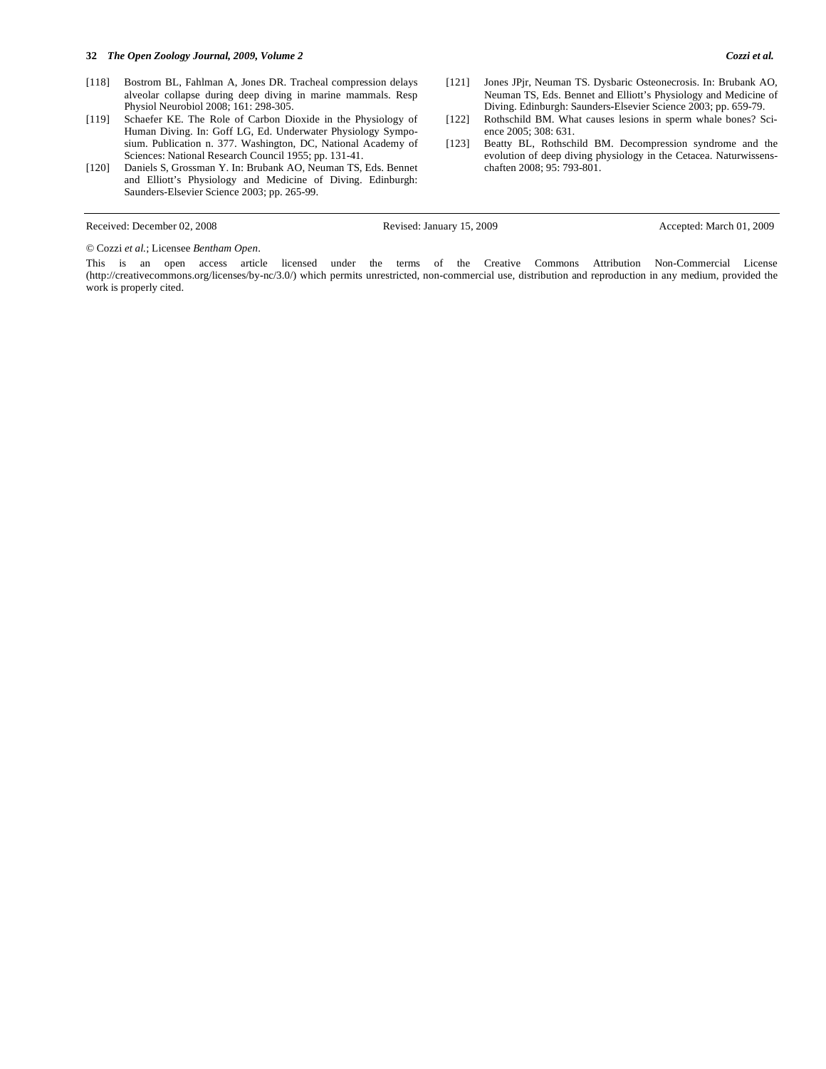[118] Bostrom BL, Fahlman A, Jones DR. Tracheal compression delays alveolar collapse during deep diving in marine mammals. Resp Physiol Neurobiol 2008; 161: 298-305.

[119] Schaefer KE. The Role of Carbon Dioxide in the Physiology of Human Diving. In: Goff LG, Ed. Underwater Physiology Symposium. Publication n. 377. Washington, DC, National Academy of Sciences: National Research Council 1955; pp. 131-41.

[120] Daniels S, Grossman Y. In: Brubank AO, Neuman TS, Eds. Bennet and Elliott's Physiology and Medicine of Diving. Edinburgh: Saunders-Elsevier Science 2003; pp. 265-99.

[121] Jones JPjr, Neuman TS. Dysbaric Osteonecrosis. In: Brubank AO, Neuman TS, Eds. Bennet and Elliott's Physiology and Medicine of Diving. Edinburgh: Saunders-Elsevier Science 2003; pp. 659-79.

[122] Rothschild BM. What causes lesions in sperm whale bones? Science 2005; 308: 631.

[123] Beatty BL, Rothschild BM. Decompression syndrome and the evolution of deep diving physiology in the Cetacea. Naturwissenschaften 2008; 95: 793-801.

---

Received: December 02, 2008 Revised: January 15, 2009 Accepted: March 01, 2009

© Cozzi *et al.*; Licensee *Bentham Open*.

This is an open access article licensed under the terms of the Creative Commons Attribution Non-Commercial License (http://creativecommons.org/licenses/by-nc/3.0/) which permits unrestricted, non-commercial use, distribution and reproduction in any medium, provided the work is properly cited.